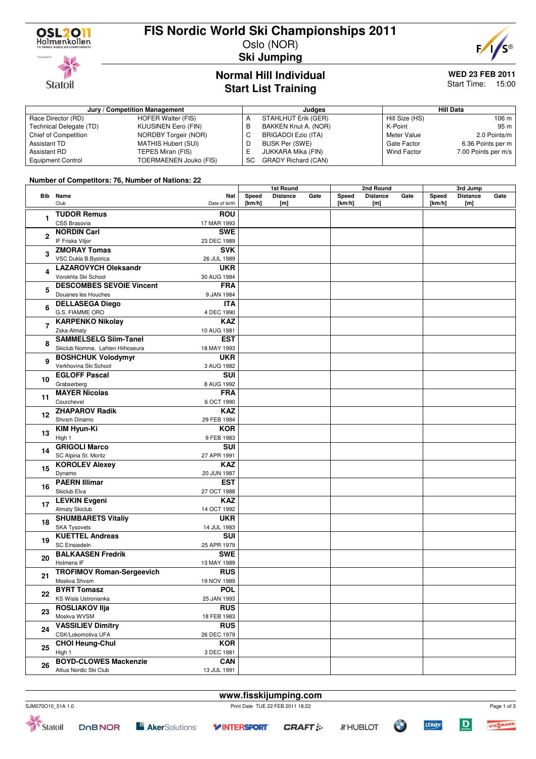# FIS Nordic World Ski Championships 2011

Oslo (NOR)

## Ski Jumping

## Normal Hill Individual
## Start List Training

**WED 23 FEB 2011**
Start Time: 15:00

| Jury / Competition Management | | Judges | | Hill Data | |
|---|---|---|---|---|---|
| Race Director (RD) | HOFER Walter (FIS) | A | STAHLHUT Erik (GER) | Hill Size (HS) | 106 m |
| Technical Delegate (TD) | KUUSINEN Eero (FIN) | B | BAKKEN Knut A. (NOR) | K-Point | 95 m |
| Chief of Competition | NORDBY Torgeir (NOR) | C | BRIGADOI Ezio (ITA) | Meter Value | 2.0 Points/m |
| Assistant TD | MATHIS Hubert (SUI) | D | BUSK Per (SWE) | Gate Factor | 6.36 Points per m |
| Assistant RD | TEPES Miran (FIS) | E | JUKKARA Mika (FIN) | Wind Factor | 7.00 Points per m/s |
| Equipment Control | TOERMAENEN Jouko (FIS) | SC | GRADY Richard (CAN) | | |

**Number of Competitors: 76, Number of Nations: 22**

| Bib | Name / Club | Nat / Date of birth | 1st Round Speed [km/h] | 1st Round Distance [m] | 1st Round Gate | 2nd Round Speed [km/h] | 2nd Round Distance [m] | 2nd Round Gate | 3rd Jump Speed [km/h] | 3rd Jump Distance [m] | 3rd Jump Gate |
|---|---|---|---|---|---|---|---|---|---|---|---|
| 1 | **TUDOR Remus** CSS Brasovia | **ROU** 17 MAR 1993 | | | | | | | | | |
| 2 | **NORDIN Carl** IF Friska Viljor | **SWE** 23 DEC 1989 | | | | | | | | | |
| 3 | **ZMORAY Tomas** VSC Dukla B.Bystrica | **SVK** 26 JUL 1989 | | | | | | | | | |
| 4 | **LAZAROVYCH Oleksandr** Vorokhta Ski School | **UKR** 30 AUG 1984 | | | | | | | | | |
| 5 | **DESCOMBES SEVOIE Vincent** Douanes les Houches | **FRA** 9 JAN 1984 | | | | | | | | | |
| 6 | **DELLASEGA Diego** G.S. FIAMME ORO | **ITA** 4 DEC 1990 | | | | | | | | | |
| 7 | **KARPENKO Nikolay** Zska-Almaty | **KAZ** 10 AUG 1981 | | | | | | | | | |
| 8 | **SAMMELSELG Siim-Tanel** Skiclub Nomme, Lahten Hiihoseura | **EST** 18 MAY 1993 | | | | | | | | | |
| 9 | **BOSHCHUK Volodymyr** Verkhovina Ski School | **UKR** 3 AUG 1982 | | | | | | | | | |
| 10 | **EGLOFF Pascal** Grabserberg | **SUI** 8 AUG 1992 | | | | | | | | | |
| 11 | **MAYER Nicolas** Courchevel | **FRA** 6 OCT 1990 | | | | | | | | | |
| 12 | **ZHAPAROV Radik** Shvsm Dinamo | **KAZ** 29 FEB 1984 | | | | | | | | | |
| 13 | **KIM Hyun-Ki** High 1 | **KOR** 9 FEB 1983 | | | | | | | | | |
| 14 | **GRIGOLI Marco** SC Alpina St. Moritz | **SUI** 27 APR 1991 | | | | | | | | | |
| 15 | **KOROLEV Alexey** Dynamo | **KAZ** 20 JUN 1987 | | | | | | | | | |
| 16 | **PAERN Illimar** Skiclub Elva | **EST** 27 OCT 1988 | | | | | | | | | |
| 17 | **LEVKIN Evgeni** Almaty Skiclub | **KAZ** 14 OCT 1992 | | | | | | | | | |
| 18 | **SHUMBARETS Vitaliy** SKA Tysovets | **UKR** 14 JUL 1983 | | | | | | | | | |
| 19 | **KUETTEL Andreas** SC Einsiedeln | **SUI** 25 APR 1979 | | | | | | | | | |
| 20 | **BALKAASEN Fredrik** Holmens IF | **SWE** 13 MAY 1989 | | | | | | | | | |
| 21 | **TROFIMOV Roman-Sergeevich** Moskva Shvsm | **RUS** 19 NOV 1989 | | | | | | | | | |
| 22 | **BYRT Tomasz** KS Wisla Ustronianka | **POL** 25 JAN 1993 | | | | | | | | | |
| 23 | **ROSLIAKOV Ilja** Moskva WVSM | **RUS** 18 FEB 1983 | | | | | | | | | |
| 24 | **VASSILIEV Dimitry** CSK/Lokomotiva UFA | **RUS** 26 DEC 1979 | | | | | | | | | |
| 25 | **CHOI Heung-Chul** High 1 | **KOR** 3 DEC 1981 | | | | | | | | | |
| 26 | **BOYD-CLOWES Mackenzie** Altius Nordic Ski Club | **CAN** 13 JUL 1991 | | | | | | | | | |

www.fisskijumping.com

SJM070O10_51A 1.0 Print Date TUE 22 FEB 2011 18:22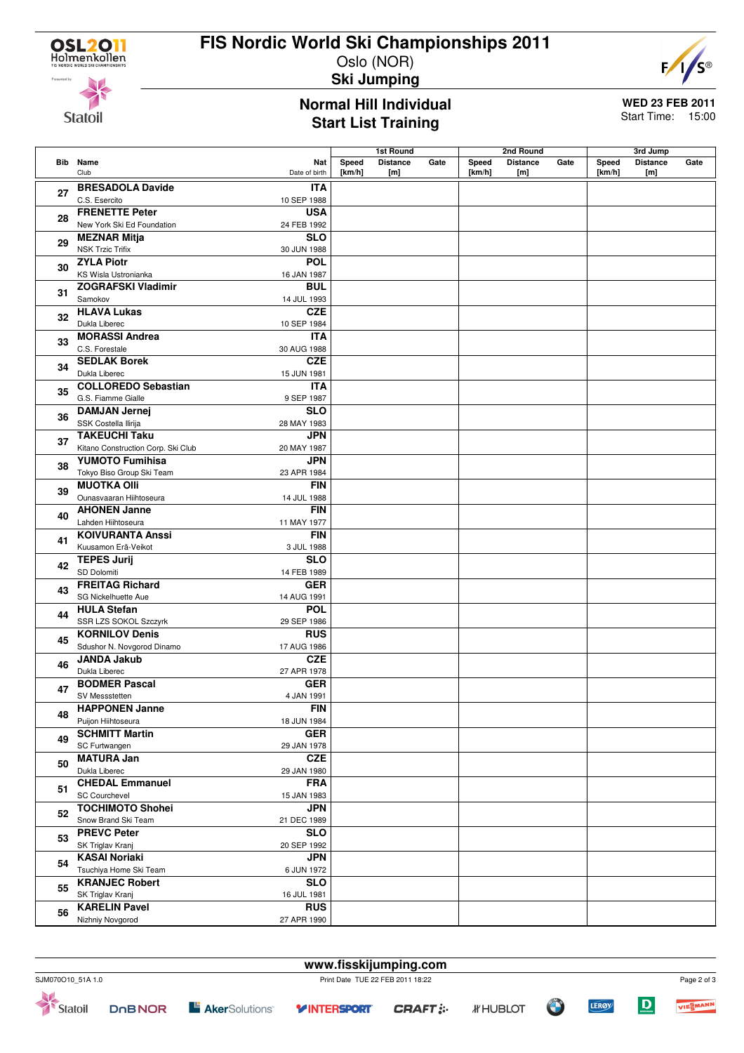# FIS Nordic World Ski Championships 2011

Oslo (NOR)

**Ski Jumping**

## Normal Hill Individual
## Start List Training

**WED 23 FEB 2011**
Start Time: 15:00

| Bib | Name / Club | Nat / Date of birth | 1st Round Speed [km/h] | 1st Round Distance [m] | 1st Round Gate | 2nd Round Speed [km/h] | 2nd Round Distance [m] | 2nd Round Gate | 3rd Jump Speed [km/h] | 3rd Jump Distance [m] | 3rd Jump Gate |
|---|---|---|---|---|---|---|---|---|---|---|---|
| 27 | **BRESADOLA Davide** C.S. Esercito | **ITA** 10 SEP 1988 | | | | | | | | | |
| 28 | **FRENETTE Peter** New York Ski Ed Foundation | **USA** 24 FEB 1992 | | | | | | | | | |
| 29 | **MEZNAR Mitja** NSK Trzic Trifix | **SLO** 30 JUN 1988 | | | | | | | | | |
| 30 | **ZYLA Piotr** KS Wisla Ustronianka | **POL** 16 JAN 1987 | | | | | | | | | |
| 31 | **ZOGRAFSKI Vladimir** Samokov | **BUL** 14 JUL 1993 | | | | | | | | | |
| 32 | **HLAVA Lukas** Dukla Liberec | **CZE** 10 SEP 1984 | | | | | | | | | |
| 33 | **MORASSI Andrea** C.S. Forestale | **ITA** 30 AUG 1988 | | | | | | | | | |
| 34 | **SEDLAK Borek** Dukla Liberec | **CZE** 15 JUN 1981 | | | | | | | | | |
| 35 | **COLLOREDO Sebastian** G.S. Fiamme Gialle | **ITA** 9 SEP 1987 | | | | | | | | | |
| 36 | **DAMJAN Jernej** SSK Costella Ilirija | **SLO** 28 MAY 1983 | | | | | | | | | |
| 37 | **TAKEUCHI Taku** Kitano Construction Corp. Ski Club | **JPN** 20 MAY 1987 | | | | | | | | | |
| 38 | **YUMOTO Fumihisa** Tokyo Biso Group Ski Team | **JPN** 23 APR 1984 | | | | | | | | | |
| 39 | **MUOTKA Olli** Ounasvaaran Hiihtoseura | **FIN** 14 JUL 1988 | | | | | | | | | |
| 40 | **AHONEN Janne** Lahden Hiihtoseura | **FIN** 11 MAY 1977 | | | | | | | | | |
| 41 | **KOIVURANTA Anssi** Kuusamon Erä-Veikot | **FIN** 3 JUL 1988 | | | | | | | | | |
| 42 | **TEPES Jurij** SD Dolomiti | **SLO** 14 FEB 1989 | | | | | | | | | |
| 43 | **FREITAG Richard** SG Nickelhuette Aue | **GER** 14 AUG 1991 | | | | | | | | | |
| 44 | **HULA Stefan** SSR LZS SOKOL Szczyrk | **POL** 29 SEP 1986 | | | | | | | | | |
| 45 | **KORNILOV Denis** Sdushor N. Novgorod Dinamo | **RUS** 17 AUG 1986 | | | | | | | | | |
| 46 | **JANDA Jakub** Dukla Liberec | **CZE** 27 APR 1978 | | | | | | | | | |
| 47 | **BODMER Pascal** SV Messstetten | **GER** 4 JAN 1991 | | | | | | | | | |
| 48 | **HAPPONEN Janne** Puijon Hiihtoseura | **FIN** 18 JUN 1984 | | | | | | | | | |
| 49 | **SCHMITT Martin** SC Furtwangen | **GER** 29 JAN 1978 | | | | | | | | | |
| 50 | **MATURA Jan** Dukla Liberec | **CZE** 29 JAN 1980 | | | | | | | | | |
| 51 | **CHEDAL Emmanuel** SC Courchevel | **FRA** 15 JAN 1983 | | | | | | | | | |
| 52 | **TOCHIMOTO Shohei** Snow Brand Ski Team | **JPN** 21 DEC 1989 | | | | | | | | | |
| 53 | **PREVC Peter** SK Triglav Kranj | **SLO** 20 SEP 1992 | | | | | | | | | |
| 54 | **KASAI Noriaki** Tsuchiya Home Ski Team | **JPN** 6 JUN 1972 | | | | | | | | | |
| 55 | **KRANJEC Robert** SK Triglav Kranj | **SLO** 16 JUL 1981 | | | | | | | | | |
| 56 | **KARELIN Pavel** Nizhniy Novgorod | **RUS** 27 APR 1990 | | | | | | | | | |

www.fisskijumping.com

SJM070O10_51A 1.0 Print Date TUE 22 FEB 2011 18:22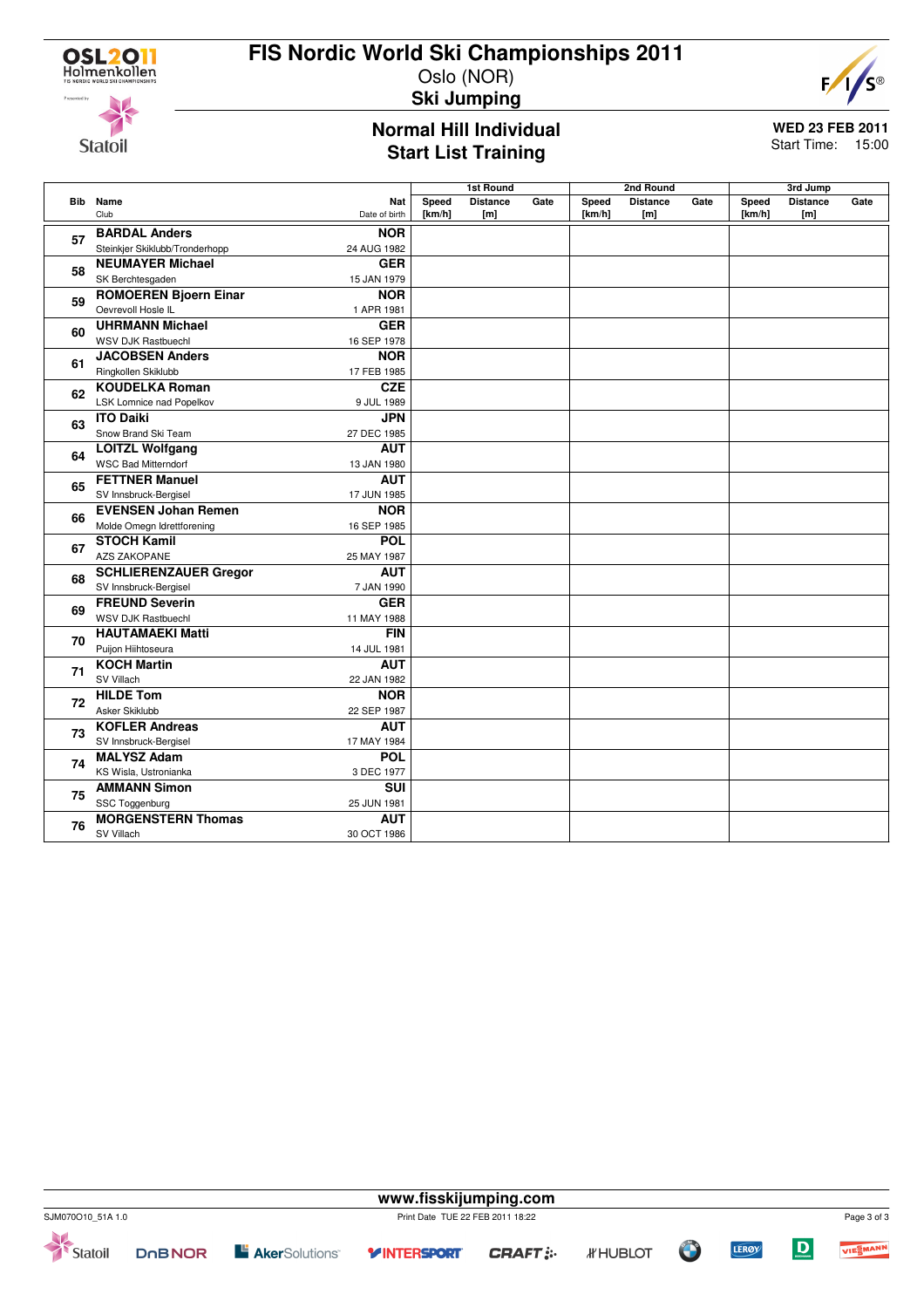# FIS Nordic World Ski Championships 2011

Oslo (NOR)

## Ski Jumping

### Normal Hill Individual
### Start List Training

**WED 23 FEB 2011**
Start Time: 15:00

| Bib | Name / Club | Nat / Date of birth | 1st Round Speed [km/h] | 1st Round Distance [m] | 1st Round Gate | 2nd Round Speed [km/h] | 2nd Round Distance [m] | 2nd Round Gate | 3rd Jump Speed [km/h] | 3rd Jump Distance [m] | 3rd Jump Gate |
|---|---|---|---|---|---|---|---|---|---|---|---|
| 57 | **BARDAL Anders** Steinkjer Skiklubb/Tronderhopp | **NOR** 24 AUG 1982 | | | | | | | | | |
| 58 | **NEUMAYER Michael** SK Berchtesgaden | **GER** 15 JAN 1979 | | | | | | | | | |
| 59 | **ROMOEREN Bjoern Einar** Oevrevoll Hosle IL | **NOR** 1 APR 1981 | | | | | | | | | |
| 60 | **UHRMANN Michael** WSV DJK Rastbuechl | **GER** 16 SEP 1978 | | | | | | | | | |
| 61 | **JACOBSEN Anders** Ringkollen Skiklubb | **NOR** 17 FEB 1985 | | | | | | | | | |
| 62 | **KOUDELKA Roman** LSK Lomnice nad Popelkov | **CZE** 9 JUL 1989 | | | | | | | | | |
| 63 | **ITO Daiki** Snow Brand Ski Team | **JPN** 27 DEC 1985 | | | | | | | | | |
| 64 | **LOITZL Wolfgang** WSC Bad Mitterndorf | **AUT** 13 JAN 1980 | | | | | | | | | |
| 65 | **FETTNER Manuel** SV Innsbruck-Bergisel | **AUT** 17 JUN 1985 | | | | | | | | | |
| 66 | **EVENSEN Johan Remen** Molde Omegn Idrettforening | **NOR** 16 SEP 1985 | | | | | | | | | |
| 67 | **STOCH Kamil** AZS ZAKOPANE | **POL** 25 MAY 1987 | | | | | | | | | |
| 68 | **SCHLIERENZAUER Gregor** SV Innsbruck-Bergisel | **AUT** 7 JAN 1990 | | | | | | | | | |
| 69 | **FREUND Severin** WSV DJK Rastbuechl | **GER** 11 MAY 1988 | | | | | | | | | |
| 70 | **HAUTAMAEKI Matti** Puijon Hiihtoseura | **FIN** 14 JUL 1981 | | | | | | | | | |
| 71 | **KOCH Martin** SV Villach | **AUT** 22 JAN 1982 | | | | | | | | | |
| 72 | **HILDE Tom** Asker Skiklubb | **NOR** 22 SEP 1987 | | | | | | | | | |
| 73 | **KOFLER Andreas** SV Innsbruck-Bergisel | **AUT** 17 MAY 1984 | | | | | | | | | |
| 74 | **MALYSZ Adam** KS Wisla, Ustronianka | **POL** 3 DEC 1977 | | | | | | | | | |
| 75 | **AMMANN Simon** SSC Toggenburg | **SUI** 25 JUN 1981 | | | | | | | | | |
| 76 | **MORGENSTERN Thomas** SV Villach | **AUT** 30 OCT 1986 | | | | | | | | | |

www.fisskijumping.com

SJM070O10_51A 1.0 — Print Date TUE 22 FEB 2011 18:22